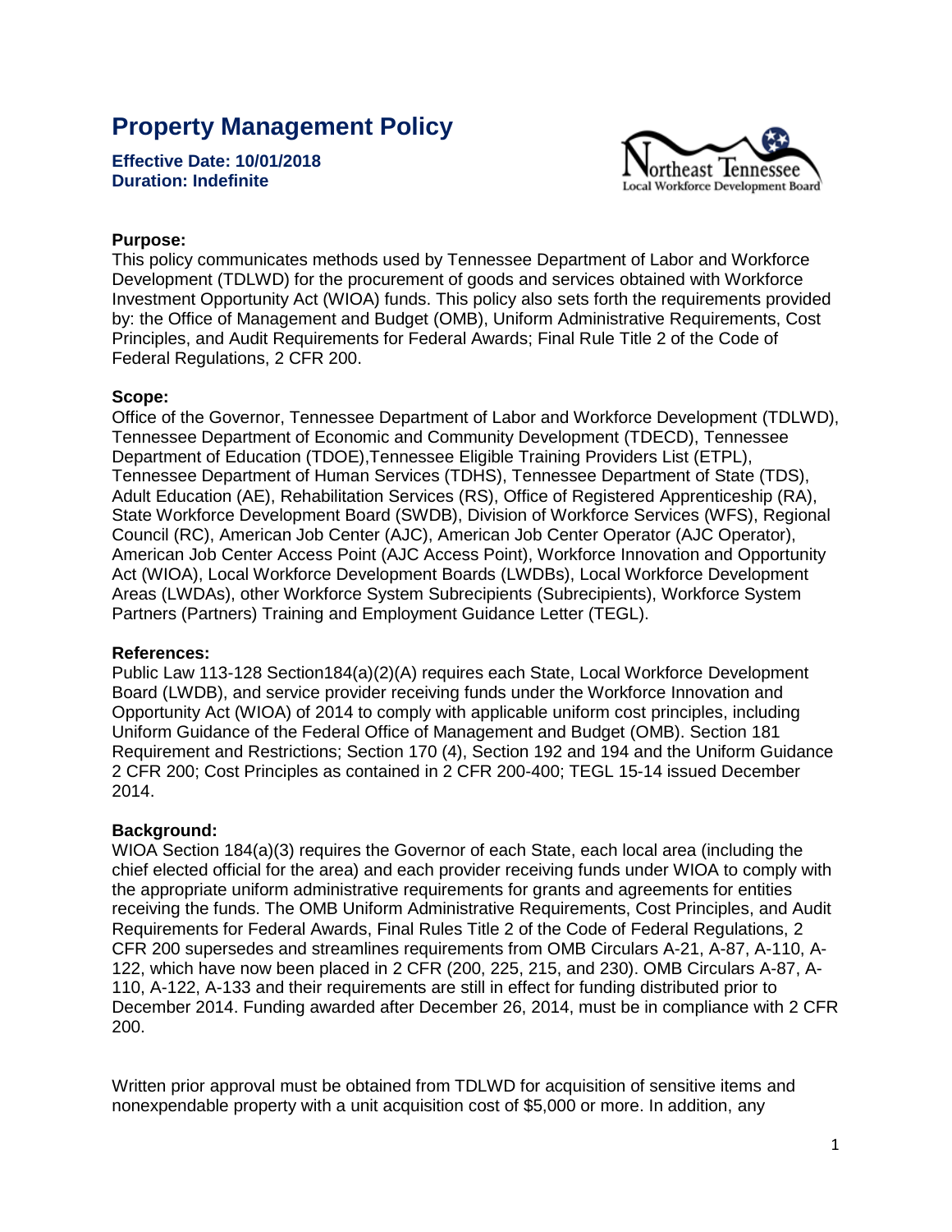# Property Management Policy

**Effective Date: 10/01/2018**
**Duration: Indefinite**

**Purpose:**
This policy communicates methods used by Tennessee Department of Labor and Workforce Development (TDLWD) for the procurement of goods and services obtained with Workforce Investment Opportunity Act (WIOA) funds. This policy also sets forth the requirements provided by: the Office of Management and Budget (OMB), Uniform Administrative Requirements, Cost Principles, and Audit Requirements for Federal Awards; Final Rule Title 2 of the Code of Federal Regulations, 2 CFR 200.

**Scope:**
Office of the Governor, Tennessee Department of Labor and Workforce Development (TDLWD), Tennessee Department of Economic and Community Development (TDECD), Tennessee Department of Education (TDOE),Tennessee Eligible Training Providers List (ETPL), Tennessee Department of Human Services (TDHS), Tennessee Department of State (TDS), Adult Education (AE), Rehabilitation Services (RS), Office of Registered Apprenticeship (RA), State Workforce Development Board (SWDB), Division of Workforce Services (WFS), Regional Council (RC), American Job Center (AJC), American Job Center Operator (AJC Operator), American Job Center Access Point (AJC Access Point), Workforce Innovation and Opportunity Act (WIOA), Local Workforce Development Boards (LWDBs), Local Workforce Development Areas (LWDAs), other Workforce System Subrecipients (Subrecipients), Workforce System Partners (Partners) Training and Employment Guidance Letter (TEGL).

**References:**
Public Law 113-128 Section184(a)(2)(A) requires each State, Local Workforce Development Board (LWDB), and service provider receiving funds under the Workforce Innovation and Opportunity Act (WIOA) of 2014 to comply with applicable uniform cost principles, including Uniform Guidance of the Federal Office of Management and Budget (OMB). Section 181 Requirement and Restrictions; Section 170 (4), Section 192 and 194 and the Uniform Guidance 2 CFR 200; Cost Principles as contained in 2 CFR 200-400; TEGL 15-14 issued December 2014.

**Background:**
WIOA Section 184(a)(3) requires the Governor of each State, each local area (including the chief elected official for the area) and each provider receiving funds under WIOA to comply with the appropriate uniform administrative requirements for grants and agreements for entities receiving the funds. The OMB Uniform Administrative Requirements, Cost Principles, and Audit Requirements for Federal Awards, Final Rules Title 2 of the Code of Federal Regulations, 2 CFR 200 supersedes and streamlines requirements from OMB Circulars A-21, A-87, A-110, A-122, which have now been placed in 2 CFR (200, 225, 215, and 230). OMB Circulars A-87, A-110, A-122, A-133 and their requirements are still in effect for funding distributed prior to December 2014. Funding awarded after December 26, 2014, must be in compliance with 2 CFR 200.

Written prior approval must be obtained from TDLWD for acquisition of sensitive items and nonexpendable property with a unit acquisition cost of $5,000 or more. In addition, any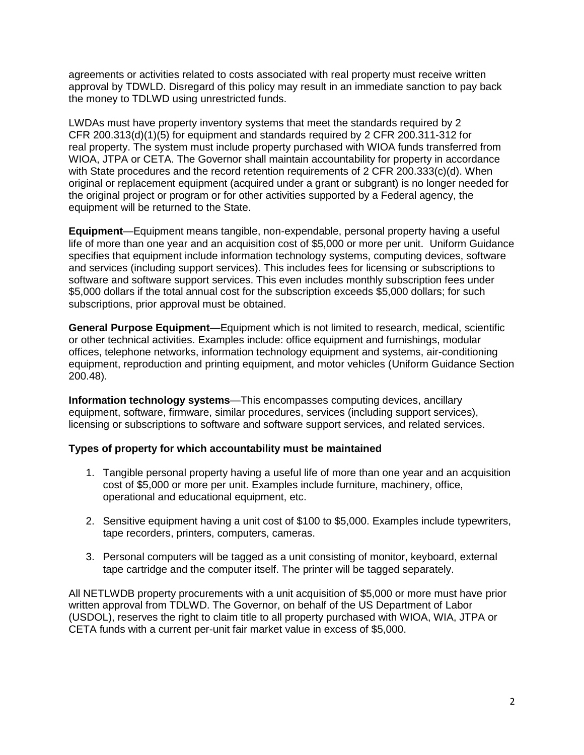agreements or activities related to costs associated with real property must receive written approval by TDWLD. Disregard of this policy may result in an immediate sanction to pay back the money to TDLWD using unrestricted funds.

LWDAs must have property inventory systems that meet the standards required by 2 CFR 200.313(d)(1)(5) for equipment and standards required by 2 CFR 200.311-312 for real property. The system must include property purchased with WIOA funds transferred from WIOA, JTPA or CETA. The Governor shall maintain accountability for property in accordance with State procedures and the record retention requirements of 2 CFR 200.333(c)(d). When original or replacement equipment (acquired under a grant or subgrant) is no longer needed for the original project or program or for other activities supported by a Federal agency, the equipment will be returned to the State.

**Equipment**—Equipment means tangible, non-expendable, personal property having a useful life of more than one year and an acquisition cost of $5,000 or more per unit. Uniform Guidance specifies that equipment include information technology systems, computing devices, software and services (including support services). This includes fees for licensing or subscriptions to software and software support services. This even includes monthly subscription fees under $5,000 dollars if the total annual cost for the subscription exceeds $5,000 dollars; for such subscriptions, prior approval must be obtained.

**General Purpose Equipment**—Equipment which is not limited to research, medical, scientific or other technical activities. Examples include: office equipment and furnishings, modular offices, telephone networks, information technology equipment and systems, air-conditioning equipment, reproduction and printing equipment, and motor vehicles (Uniform Guidance Section 200.48).

**Information technology systems**—This encompasses computing devices, ancillary equipment, software, firmware, similar procedures, services (including support services), licensing or subscriptions to software and software support services, and related services.

**Types of property for which accountability must be maintained**

1. Tangible personal property having a useful life of more than one year and an acquisition cost of $5,000 or more per unit. Examples include furniture, machinery, office, operational and educational equipment, etc.

2. Sensitive equipment having a unit cost of $100 to $5,000. Examples include typewriters, tape recorders, printers, computers, cameras.

3. Personal computers will be tagged as a unit consisting of monitor, keyboard, external tape cartridge and the computer itself. The printer will be tagged separately.

All NETLWDB property procurements with a unit acquisition of $5,000 or more must have prior written approval from TDLWD. The Governor, on behalf of the US Department of Labor (USDOL), reserves the right to claim title to all property purchased with WIOA, WIA, JTPA or CETA funds with a current per-unit fair market value in excess of $5,000.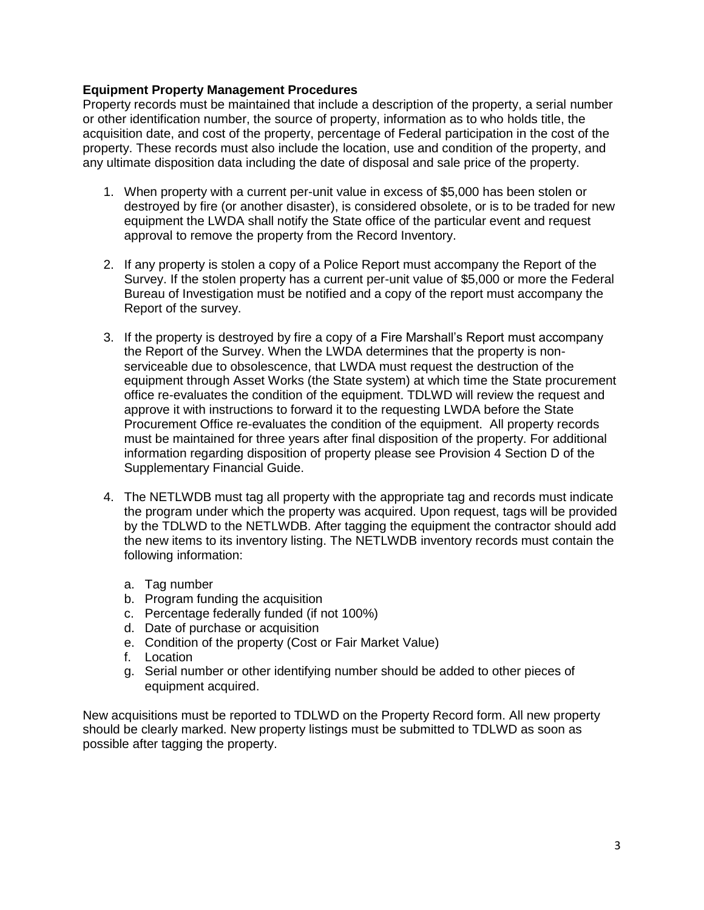**Equipment Property Management Procedures**

Property records must be maintained that include a description of the property, a serial number or other identification number, the source of property, information as to who holds title, the acquisition date, and cost of the property, percentage of Federal participation in the cost of the property. These records must also include the location, use and condition of the property, and any ultimate disposition data including the date of disposal and sale price of the property.

1. When property with a current per-unit value in excess of $5,000 has been stolen or destroyed by fire (or another disaster), is considered obsolete, or is to be traded for new equipment the LWDA shall notify the State office of the particular event and request approval to remove the property from the Record Inventory.

2. If any property is stolen a copy of a Police Report must accompany the Report of the Survey. If the stolen property has a current per-unit value of $5,000 or more the Federal Bureau of Investigation must be notified and a copy of the report must accompany the Report of the survey.

3. If the property is destroyed by fire a copy of a Fire Marshall's Report must accompany the Report of the Survey. When the LWDA determines that the property is non-serviceable due to obsolescence, that LWDA must request the destruction of the equipment through Asset Works (the State system) at which time the State procurement office re-evaluates the condition of the equipment. TDLWD will review the request and approve it with instructions to forward it to the requesting LWDA before the State Procurement Office re-evaluates the condition of the equipment. All property records must be maintained for three years after final disposition of the property. For additional information regarding disposition of property please see Provision 4 Section D of the Supplementary Financial Guide.

4. The NETLWDB must tag all property with the appropriate tag and records must indicate the program under which the property was acquired. Upon request, tags will be provided by the TDLWD to the NETLWDB. After tagging the equipment the contractor should add the new items to its inventory listing. The NETLWDB inventory records must contain the following information:

   a. Tag number
   b. Program funding the acquisition
   c. Percentage federally funded (if not 100%)
   d. Date of purchase or acquisition
   e. Condition of the property (Cost or Fair Market Value)
   f. Location
   g. Serial number or other identifying number should be added to other pieces of equipment acquired.

New acquisitions must be reported to TDLWD on the Property Record form. All new property should be clearly marked. New property listings must be submitted to TDLWD as soon as possible after tagging the property.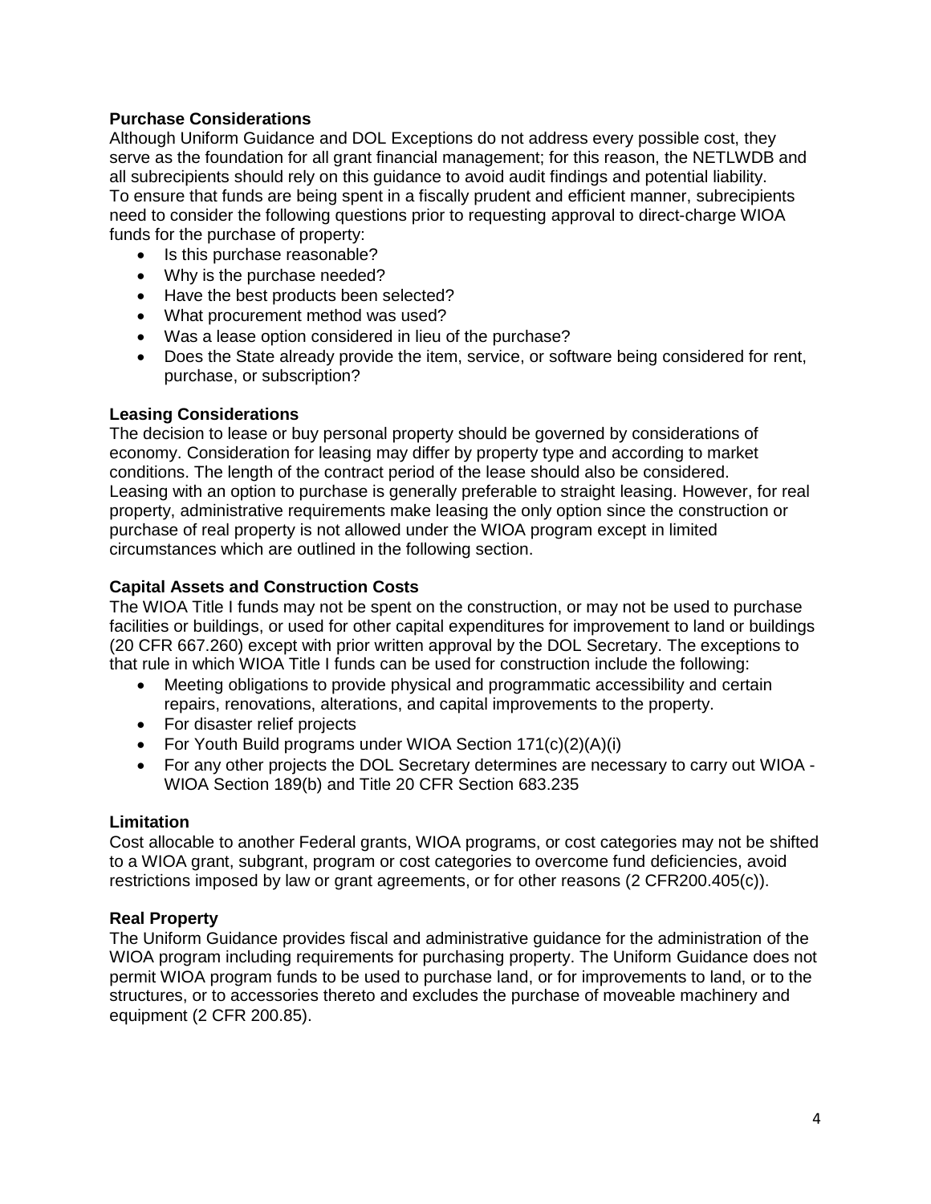**Purchase Considerations**

Although Uniform Guidance and DOL Exceptions do not address every possible cost, they serve as the foundation for all grant financial management; for this reason, the NETLWDB and all subrecipients should rely on this guidance to avoid audit findings and potential liability. To ensure that funds are being spent in a fiscally prudent and efficient manner, subrecipients need to consider the following questions prior to requesting approval to direct-charge WIOA funds for the purchase of property:

- Is this purchase reasonable?
- Why is the purchase needed?
- Have the best products been selected?
- What procurement method was used?
- Was a lease option considered in lieu of the purchase?
- Does the State already provide the item, service, or software being considered for rent, purchase, or subscription?

**Leasing Considerations**

The decision to lease or buy personal property should be governed by considerations of economy. Consideration for leasing may differ by property type and according to market conditions. The length of the contract period of the lease should also be considered. Leasing with an option to purchase is generally preferable to straight leasing. However, for real property, administrative requirements make leasing the only option since the construction or purchase of real property is not allowed under the WIOA program except in limited circumstances which are outlined in the following section.

**Capital Assets and Construction Costs**

The WIOA Title I funds may not be spent on the construction, or may not be used to purchase facilities or buildings, or used for other capital expenditures for improvement to land or buildings (20 CFR 667.260) except with prior written approval by the DOL Secretary. The exceptions to that rule in which WIOA Title I funds can be used for construction include the following:

- Meeting obligations to provide physical and programmatic accessibility and certain repairs, renovations, alterations, and capital improvements to the property.
- For disaster relief projects
- For Youth Build programs under WIOA Section 171(c)(2)(A)(i)
- For any other projects the DOL Secretary determines are necessary to carry out WIOA - WIOA Section 189(b) and Title 20 CFR Section 683.235

**Limitation**

Cost allocable to another Federal grants, WIOA programs, or cost categories may not be shifted to a WIOA grant, subgrant, program or cost categories to overcome fund deficiencies, avoid restrictions imposed by law or grant agreements, or for other reasons (2 CFR200.405(c)).

**Real Property**

The Uniform Guidance provides fiscal and administrative guidance for the administration of the WIOA program including requirements for purchasing property. The Uniform Guidance does not permit WIOA program funds to be used to purchase land, or for improvements to land, or to the structures, or to accessories thereto and excludes the purchase of moveable machinery and equipment (2 CFR 200.85).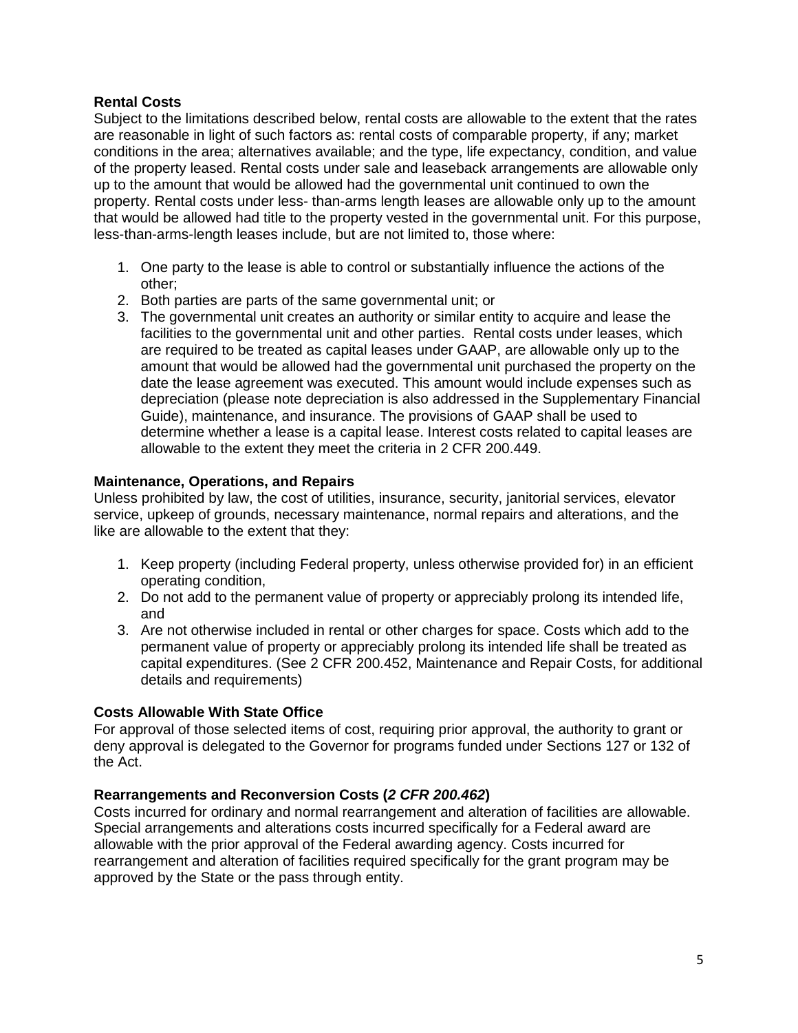**Rental Costs**
Subject to the limitations described below, rental costs are allowable to the extent that the rates are reasonable in light of such factors as: rental costs of comparable property, if any; market conditions in the area; alternatives available; and the type, life expectancy, condition, and value of the property leased. Rental costs under sale and leaseback arrangements are allowable only up to the amount that would be allowed had the governmental unit continued to own the property. Rental costs under less- than-arms length leases are allowable only up to the amount that would be allowed had title to the property vested in the governmental unit. For this purpose, less-than-arms-length leases include, but are not limited to, those where:

1. One party to the lease is able to control or substantially influence the actions of the other;
2. Both parties are parts of the same governmental unit; or
3. The governmental unit creates an authority or similar entity to acquire and lease the facilities to the governmental unit and other parties. Rental costs under leases, which are required to be treated as capital leases under GAAP, are allowable only up to the amount that would be allowed had the governmental unit purchased the property on the date the lease agreement was executed. This amount would include expenses such as depreciation (please note depreciation is also addressed in the Supplementary Financial Guide), maintenance, and insurance. The provisions of GAAP shall be used to determine whether a lease is a capital lease. Interest costs related to capital leases are allowable to the extent they meet the criteria in 2 CFR 200.449.

**Maintenance, Operations, and Repairs**
Unless prohibited by law, the cost of utilities, insurance, security, janitorial services, elevator service, upkeep of grounds, necessary maintenance, normal repairs and alterations, and the like are allowable to the extent that they:

1. Keep property (including Federal property, unless otherwise provided for) in an efficient operating condition,
2. Do not add to the permanent value of property or appreciably prolong its intended life, and
3. Are not otherwise included in rental or other charges for space. Costs which add to the permanent value of property or appreciably prolong its intended life shall be treated as capital expenditures. (See 2 CFR 200.452, Maintenance and Repair Costs, for additional details and requirements)

**Costs Allowable With State Office**
For approval of those selected items of cost, requiring prior approval, the authority to grant or deny approval is delegated to the Governor for programs funded under Sections 127 or 132 of the Act.

**Rearrangements and Reconversion Costs (*2 CFR 200.462*)**
Costs incurred for ordinary and normal rearrangement and alteration of facilities are allowable. Special arrangements and alterations costs incurred specifically for a Federal award are allowable with the prior approval of the Federal awarding agency. Costs incurred for rearrangement and alteration of facilities required specifically for the grant program may be approved by the State or the pass through entity.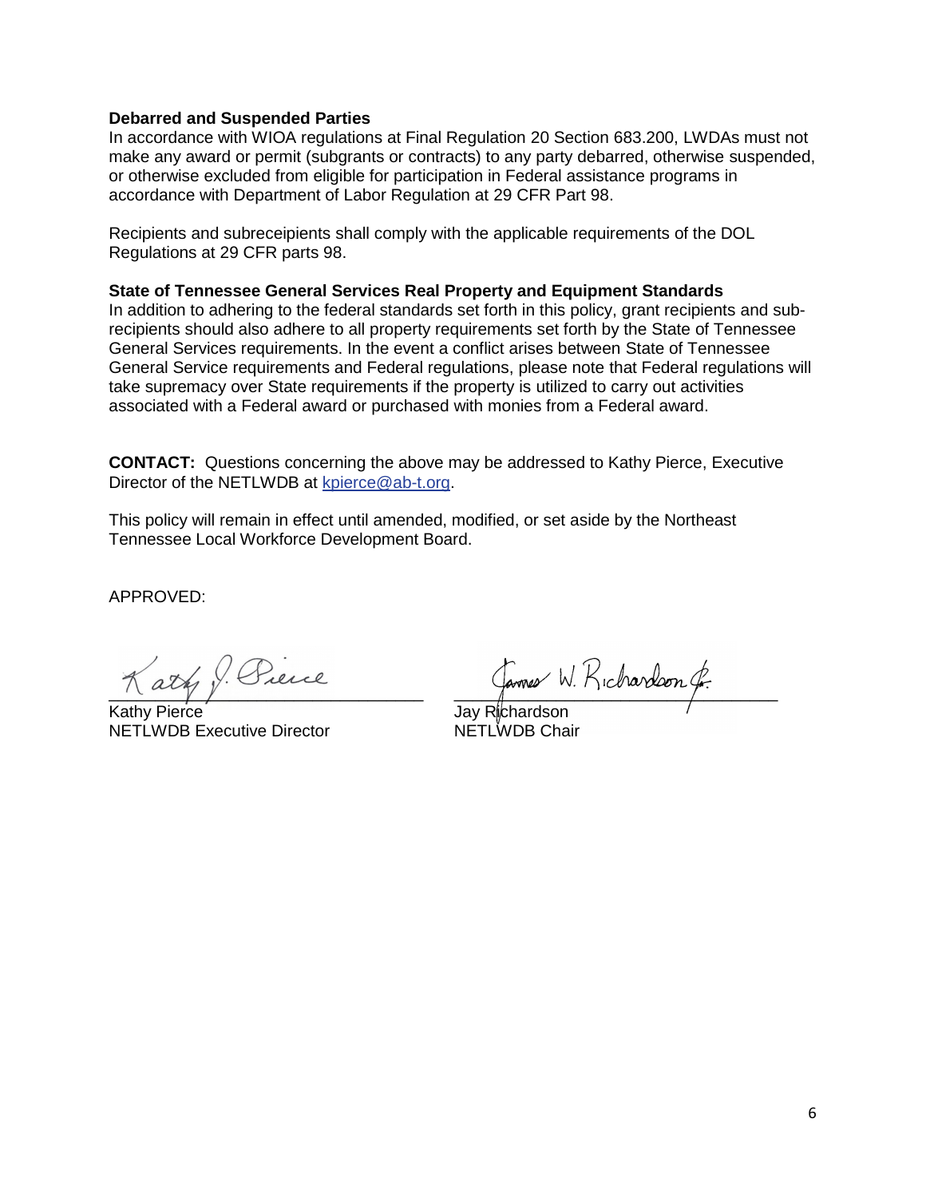**Debarred and Suspended Parties**
In accordance with WIOA regulations at Final Regulation 20 Section 683.200, LWDAs must not make any award or permit (subgrants or contracts) to any party debarred, otherwise suspended, or otherwise excluded from eligible for participation in Federal assistance programs in accordance with Department of Labor Regulation at 29 CFR Part 98.

Recipients and subreceipients shall comply with the applicable requirements of the DOL Regulations at 29 CFR parts 98.

**State of Tennessee General Services Real Property and Equipment Standards**
In addition to adhering to the federal standards set forth in this policy, grant recipients and sub-recipients should also adhere to all property requirements set forth by the State of Tennessee General Services requirements. In the event a conflict arises between State of Tennessee General Service requirements and Federal regulations, please note that Federal regulations will take supremacy over State requirements if the property is utilized to carry out activities associated with a Federal award or purchased with monies from a Federal award.

**CONTACT:** Questions concerning the above may be addressed to Kathy Pierce, Executive Director of the NETLWDB at kpierce@ab-t.org.

This policy will remain in effect until amended, modified, or set aside by the Northeast Tennessee Local Workforce Development Board.

APPROVED:

Kathy J. Pierce
Kathy Pierce
NETLWDB Executive Director

James W. Richardson Jr.
Jay Richardson
NETLWDB Chair